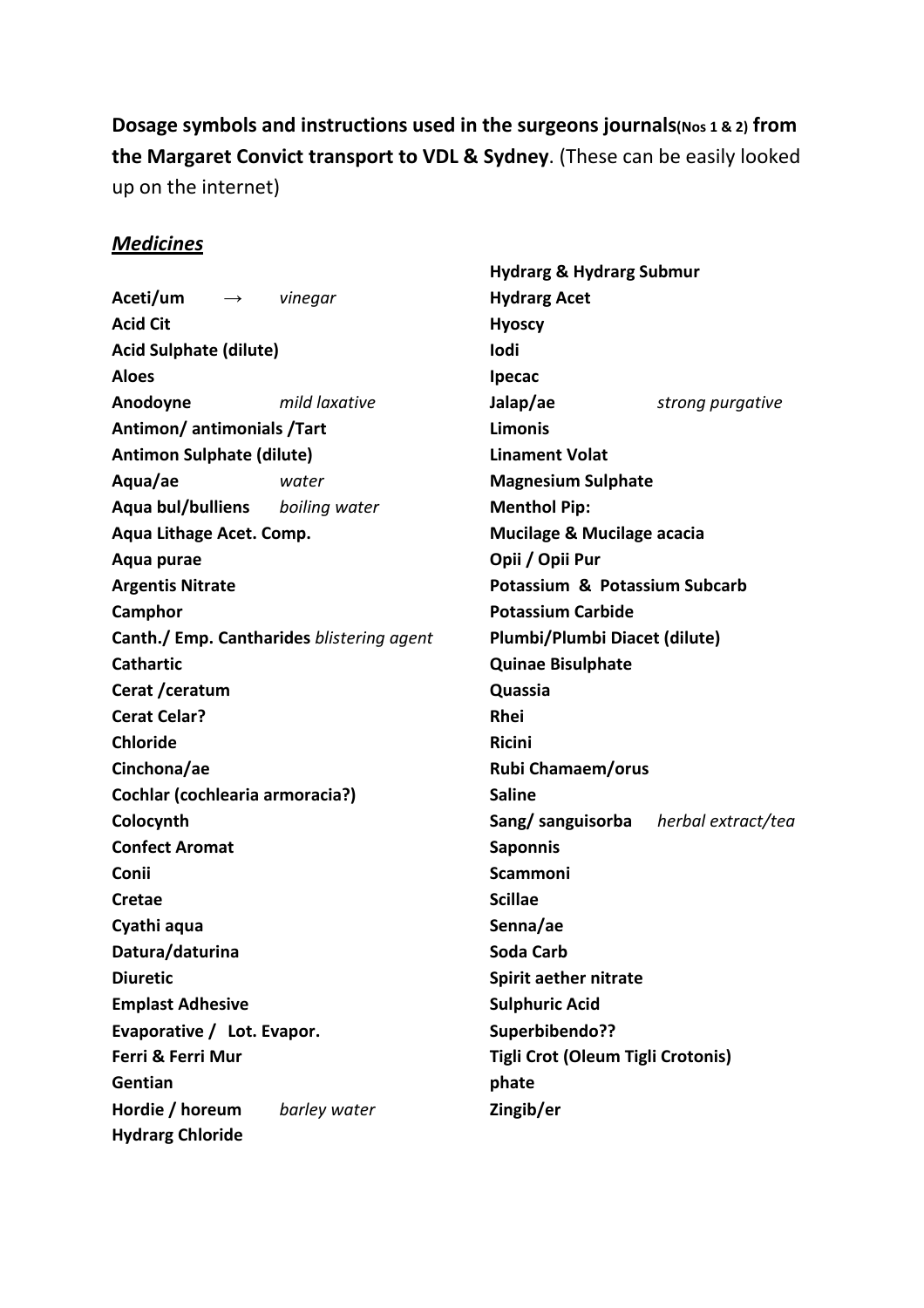**Dosage symbols and instructions used in the surgeons journals(Nos 1 & 2) from the Margaret Convict transport to VDL & Sydney**. (These can be easily looked up on the internet)

## ***Medicines***

**Aceti/um** → *vinegar*
**Acid Cit**
**Acid Sulphate (dilute)**
**Aloes**
**Anodyne** *mild laxative*
**Antimon/ antimonials /Tart**
**Antimon Sulphate (dilute)**
**Aqua/ae** *water*
**Aqua bul/bulliens** *boiling water*
**Aqua Lithage Acet. Comp.**
**Aqua purae**
**Argentis Nitrate**
**Camphor**
**Canth./ Emp. Cantharides** *blistering agent*
**Cathartic**
**Cerat /ceratum**
**Cerat Celar?**
**Chloride**
**Cinchona/ae**
**Cochlar (cochlearia armoracia?)**
**Colocynth**
**Confect Aromat**
**Conii**
**Cretae**
**Cyathi aqua**
**Datura/daturina**
**Diuretic**
**Emplast Adhesive**
**Evaporative / Lot. Evapor.**
**Ferri & Ferri Mur**
**Gentian**
**Hordie / horeum** *barley water*
**Hydrarg Chloride**
**Hydrarg & Hydrarg Submur**
**Hydrarg Acet**
**Hyoscy**
**Iodi**
**Ipecac**
**Jalap/ae** *strong purgative*
**Limonis**
**Linament Volat**
**Magnesium Sulphate**
**Menthol Pip:**
**Mucilage & Mucilage acacia**
**Opii / Opii Pur**
**Potassium & Potassium Subcarb**
**Potassium Carbide**
**Plumbi/Plumbi Diacet (dilute)**
**Quinae Bisulphate**
**Quassia**
**Rhei**
**Ricini**
**Rubi Chamaem/orus**
**Saline**
**Sang/ sanguisorba** *herbal extract/tea*
**Saponnis**
**Scammoni**
**Scillae**
**Senna/ae**
**Soda Carb**
**Spirit aether nitrate**
**Sulphuric Acid**
**Superbibendo??**
**Tigli Crot (Oleum Tigli Crotonis)**
**phate**
**Zingib/er**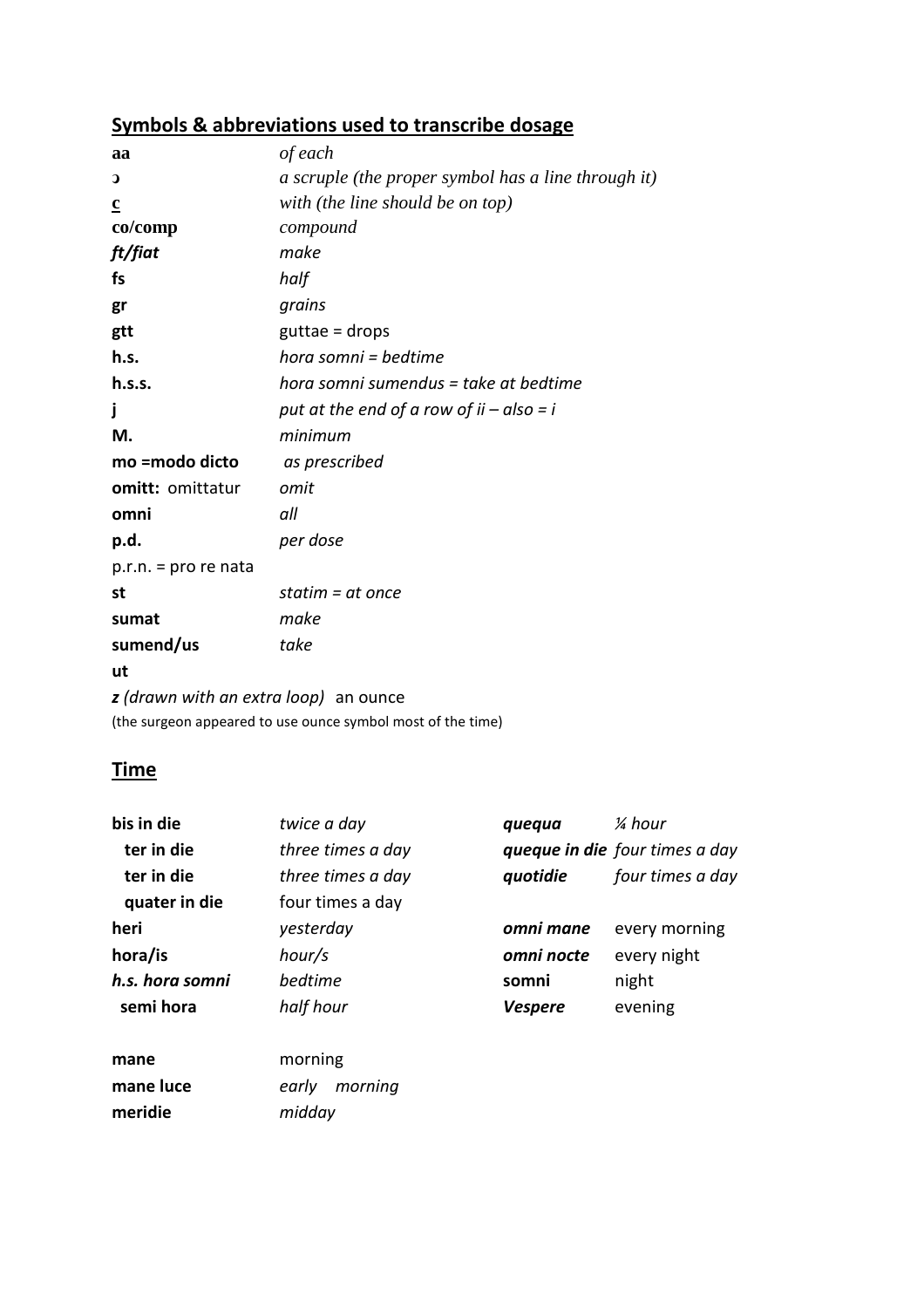## Symbols & abbreviations used to transcribe dosage

| | |
|---|---|
| **aa** | *of each* |
| **ɔ** | *a scruple (the proper symbol has a line through it)* |
| **c** | *with (the line should be on top)* |
| **co/comp** | *compound* |
| ***ft/fiat*** | *make* |
| **fs** | *half* |
| **gr** | *grains* |
| **gtt** | guttae = drops |
| **h.s.** | *hora somni = bedtime* |
| **h.s.s.** | *hora somni sumendus = take at bedtime* |
| **j** | *put at the end of a row of ii – also = i* |
| **M.** | *minimum* |
| **mo =modo dicto** | *as prescribed* |
| **omitt:** omittatur | *omit* |
| **omni** | *all* |
| **p.d.** | *per dose* |
| p.r.n. = pro re nata | |
| **st** | *statim = at once* |
| **sumat** | *make* |
| **sumend/us** | *take* |
| **ut** | |

***z** (drawn with an extra loop)* an ounce

(the surgeon appeared to use ounce symbol most of the time)

## Time

| | | | |
|---|---|---|---|
| **bis in die** | *twice a day* | ***quequa*** | *¼ hour* |
| **ter in die** | *three times a day* | ***queque in die*** | *four times a day* |
| **ter in die** | *three times a day* | ***quotidie*** | *four times a day* |
| **quater in die** | four times a day | | |
| **heri** | *yesterday* | ***omni mane*** | every morning |
| **hora/is** | *hour/s* | ***omni nocte*** | every night |
| ***h.s. hora somni*** | *bedtime* | **somni** | night |
| **semi hora** | *half hour* | ***Vespere*** | evening |
| | | | |
| **mane** | morning | | |
| **mane luce** | *early morning* | | |
| **meridie** | *midday* | | |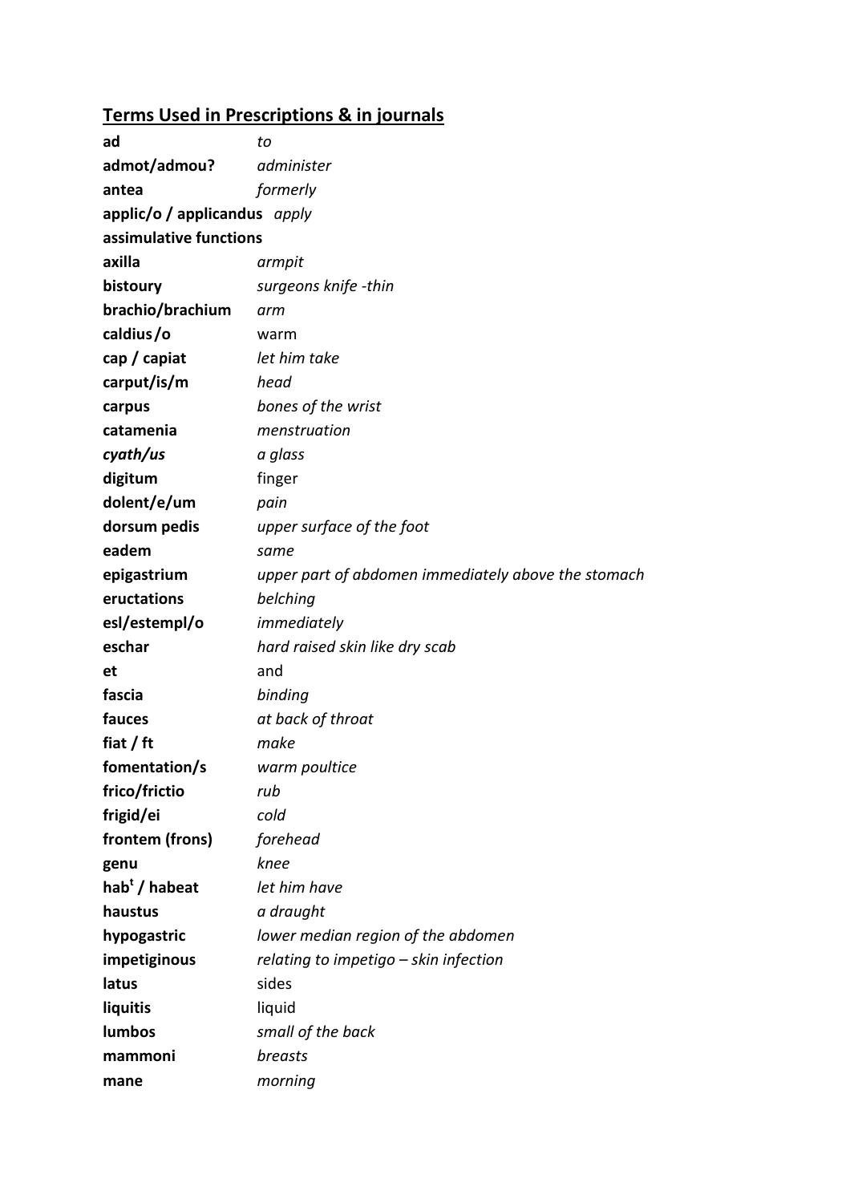## Terms Used in Prescriptions & in journals

| | |
|---|---|
| **ad** | *to* |
| **admot/admou?** | *administer* |
| **antea** | *formerly* |
| **applic/o / applicandus** | *apply* |
| **assimulative functions** | |
| **axilla** | *armpit* |
| **bistoury** | *surgeons knife -thin* |
| **brachio/brachium** | *arm* |
| **caldius/o** | warm |
| **cap / capiat** | *let him take* |
| **carput/is/m** | *head* |
| **carpus** | *bones of the wrist* |
| **catamenia** | *menstruation* |
| ***cyath/us*** | *a glass* |
| **digitum** | finger |
| **dolent/e/um** | *pain* |
| **dorsum pedis** | *upper surface of the foot* |
| **eadem** | *same* |
| **epigastrium** | *upper part of abdomen immediately above the stomach* |
| **eructations** | *belching* |
| **esl/estempl/o** | *immediately* |
| **eschar** | *hard raised skin like dry scab* |
| **et** | and |
| **fascia** | *binding* |
| **fauces** | *at back of throat* |
| **fiat / ft** | *make* |
| **fomentation/s** | *warm poultice* |
| **frico/frictio** | *rub* |
| **frigid/ei** | *cold* |
| **frontem (frons)** | *forehead* |
| **genu** | *knee* |
| **hab[t] / habeat** | *let him have* |
| **haustus** | *a draught* |
| **hypogastric** | *lower median region of the abdomen* |
| **impetiginous** | *relating to impetigo – skin infection* |
| **latus** | sides |
| **liquitis** | liquid |
| **lumbos** | *small of the back* |
| **mammoni** | *breasts* |
| **mane** | *morning* |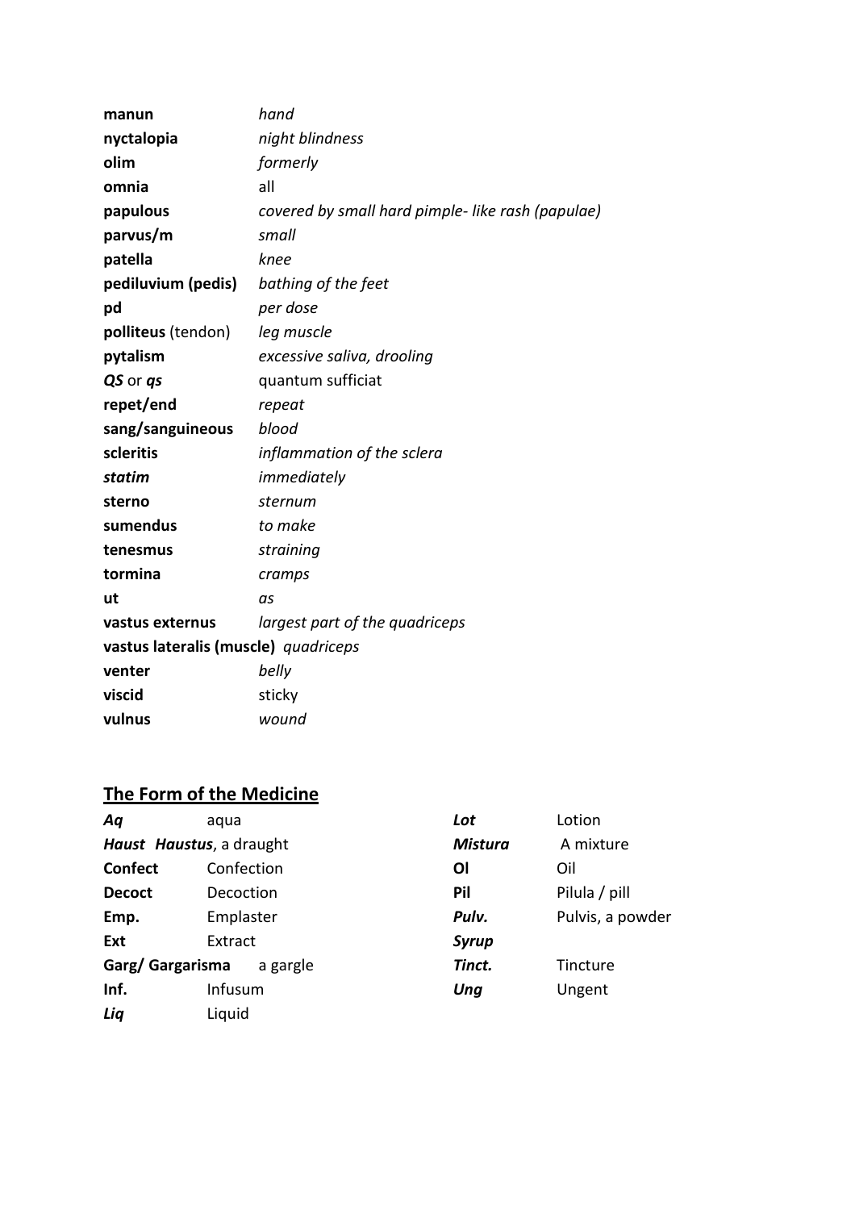| | |
|---|---|
| **manun** | *hand* |
| **nyctalopia** | *night blindness* |
| **olim** | *formerly* |
| **omnia** | all |
| **papulous** | *covered by small hard pimple- like rash (papulae)* |
| **parvus/m** | *small* |
| **patella** | *knee* |
| **pediluvium (pedis)** | *bathing of the feet* |
| **pd** | *per dose* |
| **polliteus** (tendon) | *leg muscle* |
| **pytalism** | *excessive saliva, drooling* |
| ***QS*** or ***qs*** | quantum sufficiat |
| **repet/end** | *repeat* |
| **sang/sanguineous** | *blood* |
| **scleritis** | *inflammation of the sclera* |
| ***statim*** | *immediately* |
| **sterno** | *sternum* |
| **sumendus** | *to make* |
| **tenesmus** | *straining* |
| **tormina** | *cramps* |
| **ut** | *as* |
| **vastus externus** | *largest part of the quadriceps* |
| **vastus lateralis (muscle)** | *quadriceps* |
| **venter** | *belly* |
| **viscid** | sticky |
| **vulnus** | *wound* |

## **The Form of the Medicine**

| | |
|---|---|
| ***Aq*** | aqua |
| ***Haust*** | ***Haustus***, a draught |
| **Confect** | Confection |
| **Decoct** | Decoction |
| **Emp.** | Emplaster |
| **Ext** | Extract |
| **Garg/ Gargarisma** | a gargle |
| **Inf.** | Infusum |
| ***Liq*** | Liquid |
| ***Lot*** | Lotion |
| ***Mistura*** | A mixture |
| **Ol** | Oil |
| **Pil** | Pilula / pill |
| ***Pulv.*** | Pulvis, a powder |
| ***Syrup*** | |
| ***Tinct.*** | Tincture |
| ***Ung*** | Ungent |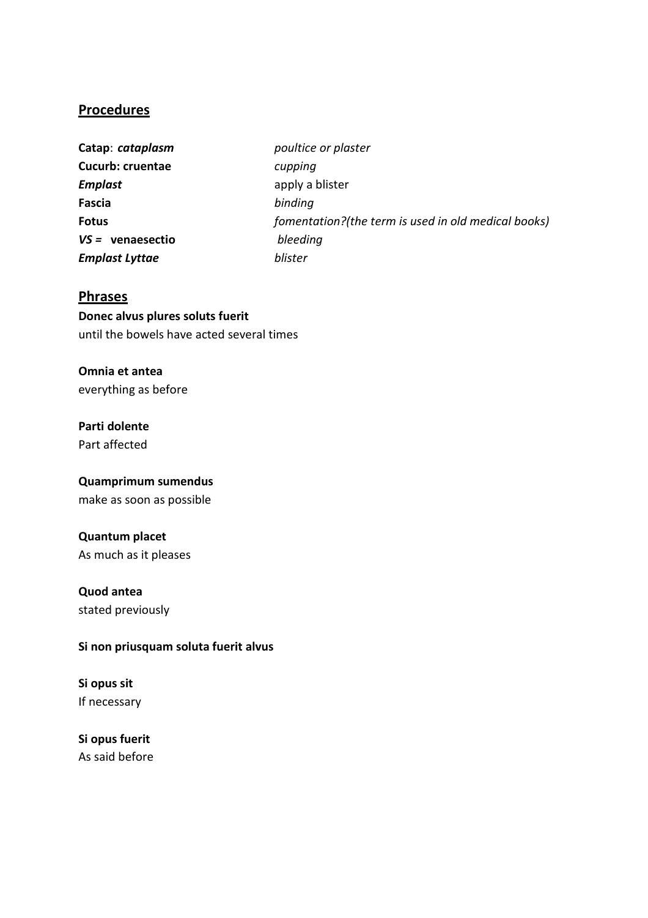## Procedures

| | |
|---|---|
| **Catap**: ***cataplasm*** | *poultice or plaster* |
| **Cucurb: cruentae** | *cupping* |
| ***Emplast*** | apply a blister |
| **Fascia** | *binding* |
| **Fotus** | *fomentation?(the term is used in old medical books)* |
| ***VS =*** **venaesectio** | *bleeding* |
| ***Emplast Lyttae*** | *blister* |

## Phrases

**Donec alvus plures soluts fuerit**
until the bowels have acted several times

**Omnia et antea**
everything as before

**Parti dolente**
Part affected

**Quamprimum sumendus**
make as soon as possible

**Quantum placet**
As much as it pleases

**Quod antea**
stated previously

**Si non priusquam soluta fuerit alvus**

**Si opus sit**
If necessary

**Si opus fuerit**
As said before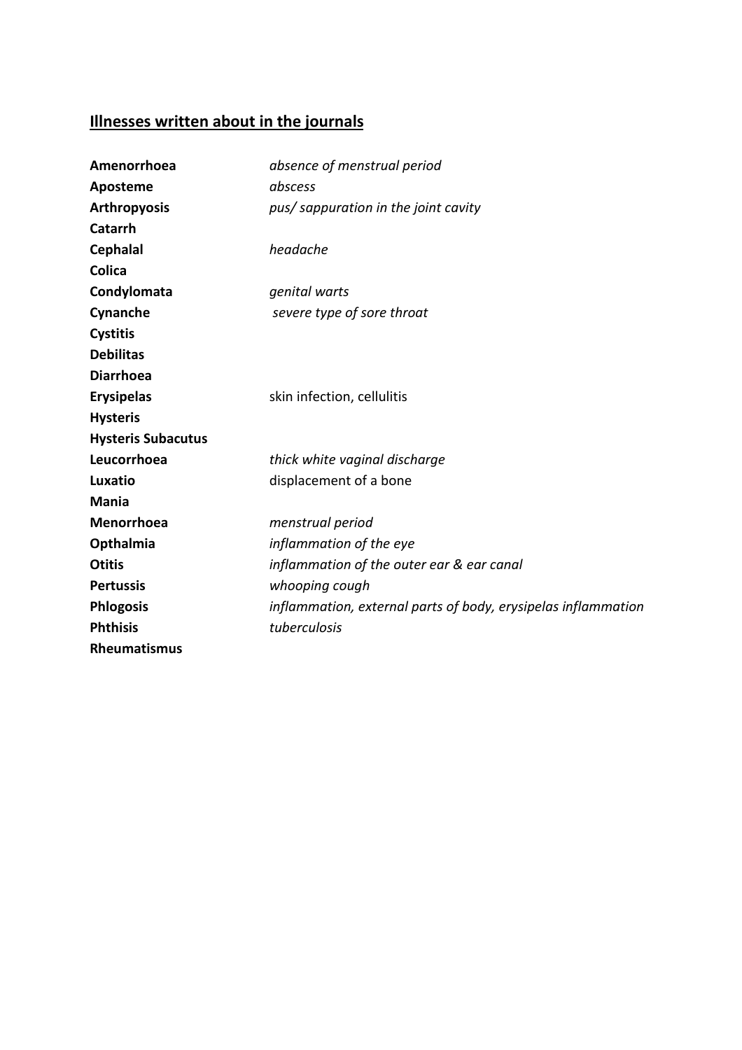## Illnesses written about in the journals

| | |
|---|---|
| **Amenorrhoea** | *absence of menstrual period* |
| **Aposteme** | *abscess* |
| **Arthropyosis** | *pus/ sappuration in the joint cavity* |
| **Catarrh** | |
| **Cephalal** | *headache* |
| **Colica** | |
| **Condylomata** | *genital warts* |
| **Cynanche** | *severe type of sore throat* |
| **Cystitis** | |
| **Debilitas** | |
| **Diarrhoea** | |
| **Erysipelas** | skin infection, cellulitis |
| **Hysteris** | |
| **Hysteris Subacutus** | |
| **Leucorrhoea** | *thick white vaginal discharge* |
| **Luxatio** | displacement of a bone |
| **Mania** | |
| **Menorrhoea** | *menstrual period* |
| **Opthalmia** | *inflammation of the eye* |
| **Otitis** | *inflammation of the outer ear & ear canal* |
| **Pertussis** | *whooping cough* |
| **Phlogosis** | *inflammation, external parts of body, erysipelas inflammation* |
| **Phthisis** | *tuberculosis* |
| **Rheumatismus** | |